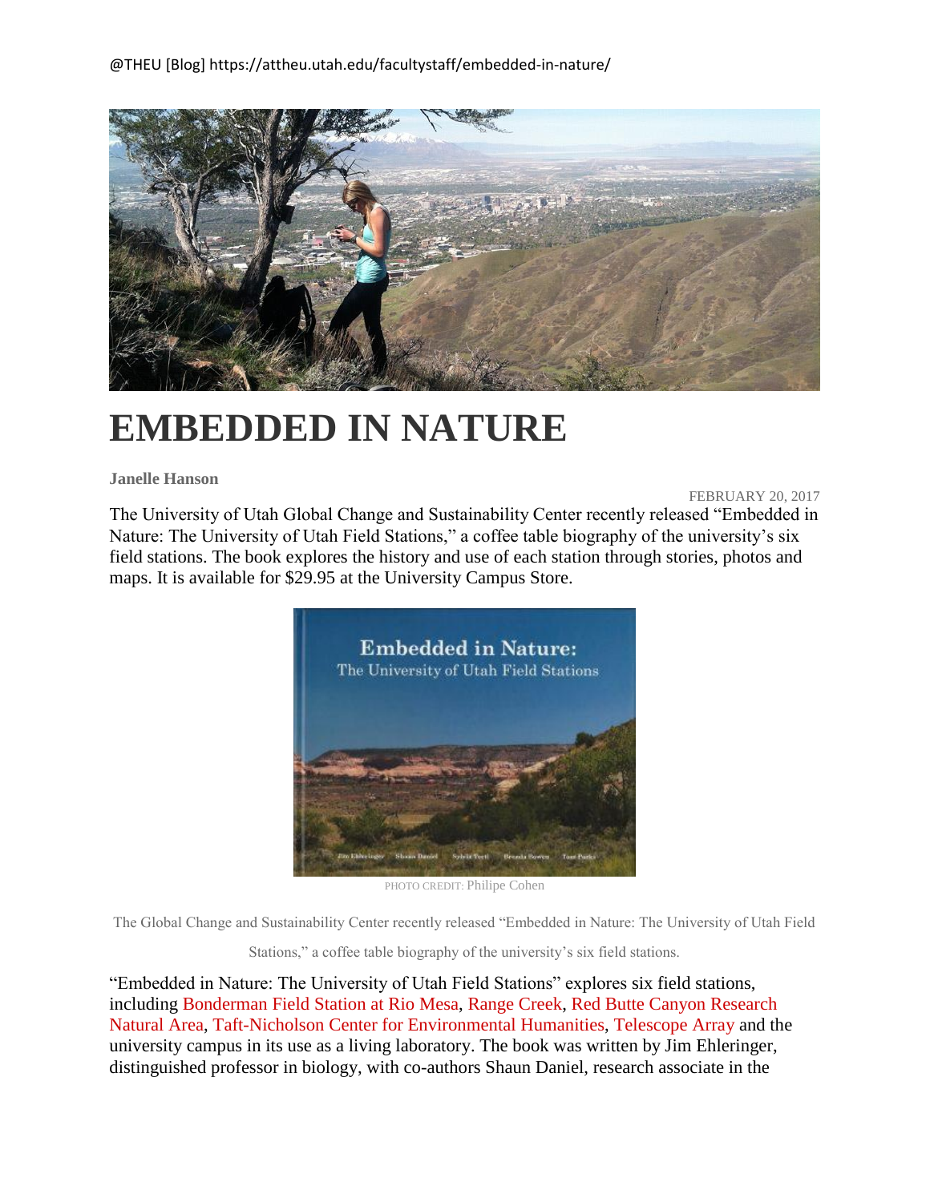@THEU [Blog] https://attheu.utah.edu/facultystaff/embedded-in-nature/

# EMBEDDED IN NATURE

**Janelle Hanson**

FEBRUARY 20, 2017

The University of Utah Global Change and Sustainability Center recently released "Embedded in Nature: The University of Utah Field Stations," a coffee table biography of the university's six field stations. The book explores the history and use of each station through stories, photos and maps. It is available for $29.95 at the University Campus Store.

PHOTO CREDIT: Philipe Cohen

The Global Change and Sustainability Center recently released "Embedded in Nature: The University of Utah Field Stations," a coffee table biography of the university's six field stations.

"Embedded in Nature: The University of Utah Field Stations" explores six field stations, including Bonderman Field Station at Rio Mesa, Range Creek, Red Butte Canyon Research Natural Area, Taft-Nicholson Center for Environmental Humanities, Telescope Array and the university campus in its use as a living laboratory. The book was written by Jim Ehleringer, distinguished professor in biology, with co-authors Shaun Daniel, research associate in the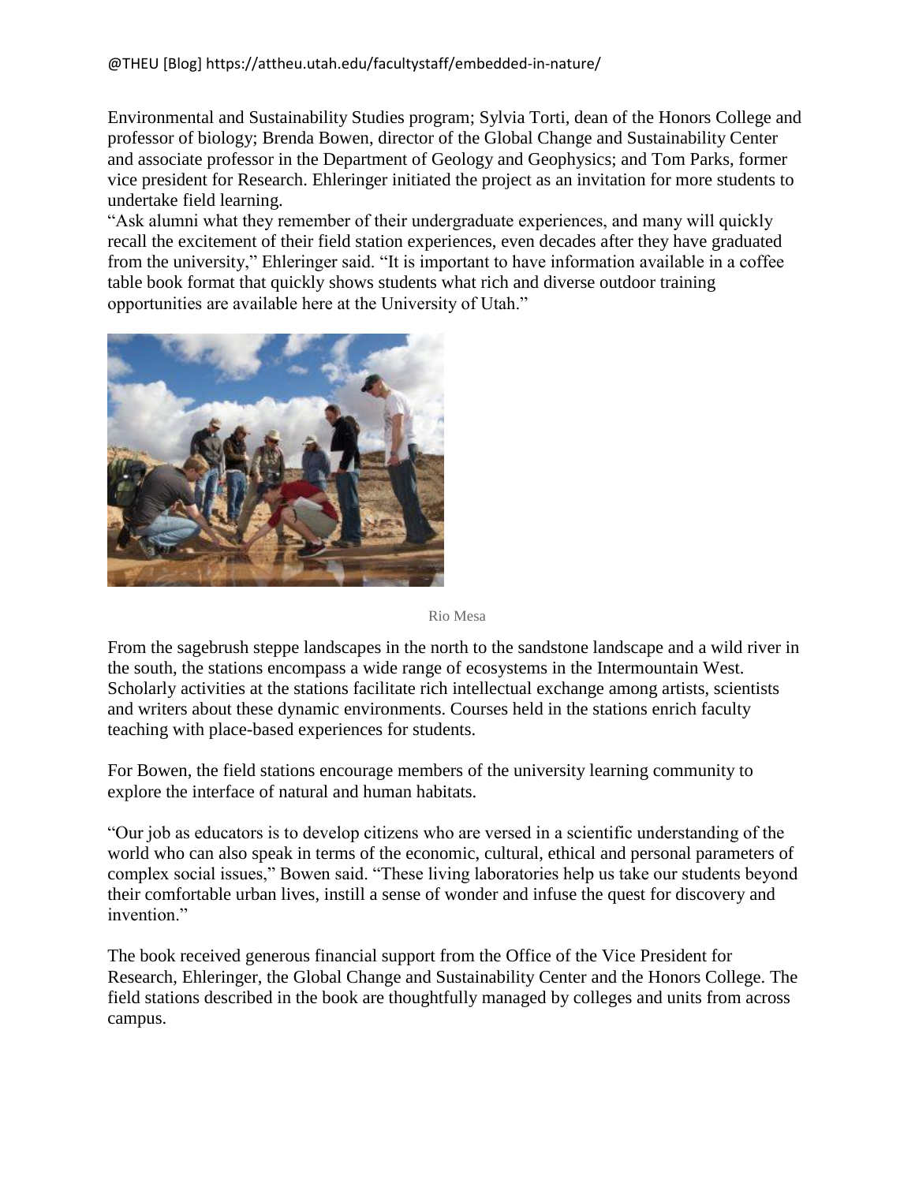Environmental and Sustainability Studies program; Sylvia Torti, dean of the Honors College and professor of biology; Brenda Bowen, director of the Global Change and Sustainability Center and associate professor in the Department of Geology and Geophysics; and Tom Parks, former vice president for Research. Ehleringer initiated the project as an invitation for more students to undertake field learning.

"Ask alumni what they remember of their undergraduate experiences, and many will quickly recall the excitement of their field station experiences, even decades after they have graduated from the university," Ehleringer said. "It is important to have information available in a coffee table book format that quickly shows students what rich and diverse outdoor training opportunities are available here at the University of Utah."

Rio Mesa

From the sagebrush steppe landscapes in the north to the sandstone landscape and a wild river in the south, the stations encompass a wide range of ecosystems in the Intermountain West. Scholarly activities at the stations facilitate rich intellectual exchange among artists, scientists and writers about these dynamic environments. Courses held in the stations enrich faculty teaching with place-based experiences for students.

For Bowen, the field stations encourage members of the university learning community to explore the interface of natural and human habitats.

"Our job as educators is to develop citizens who are versed in a scientific understanding of the world who can also speak in terms of the economic, cultural, ethical and personal parameters of complex social issues," Bowen said. "These living laboratories help us take our students beyond their comfortable urban lives, instill a sense of wonder and infuse the quest for discovery and invention."

The book received generous financial support from the Office of the Vice President for Research, Ehleringer, the Global Change and Sustainability Center and the Honors College. The field stations described in the book are thoughtfully managed by colleges and units from across campus.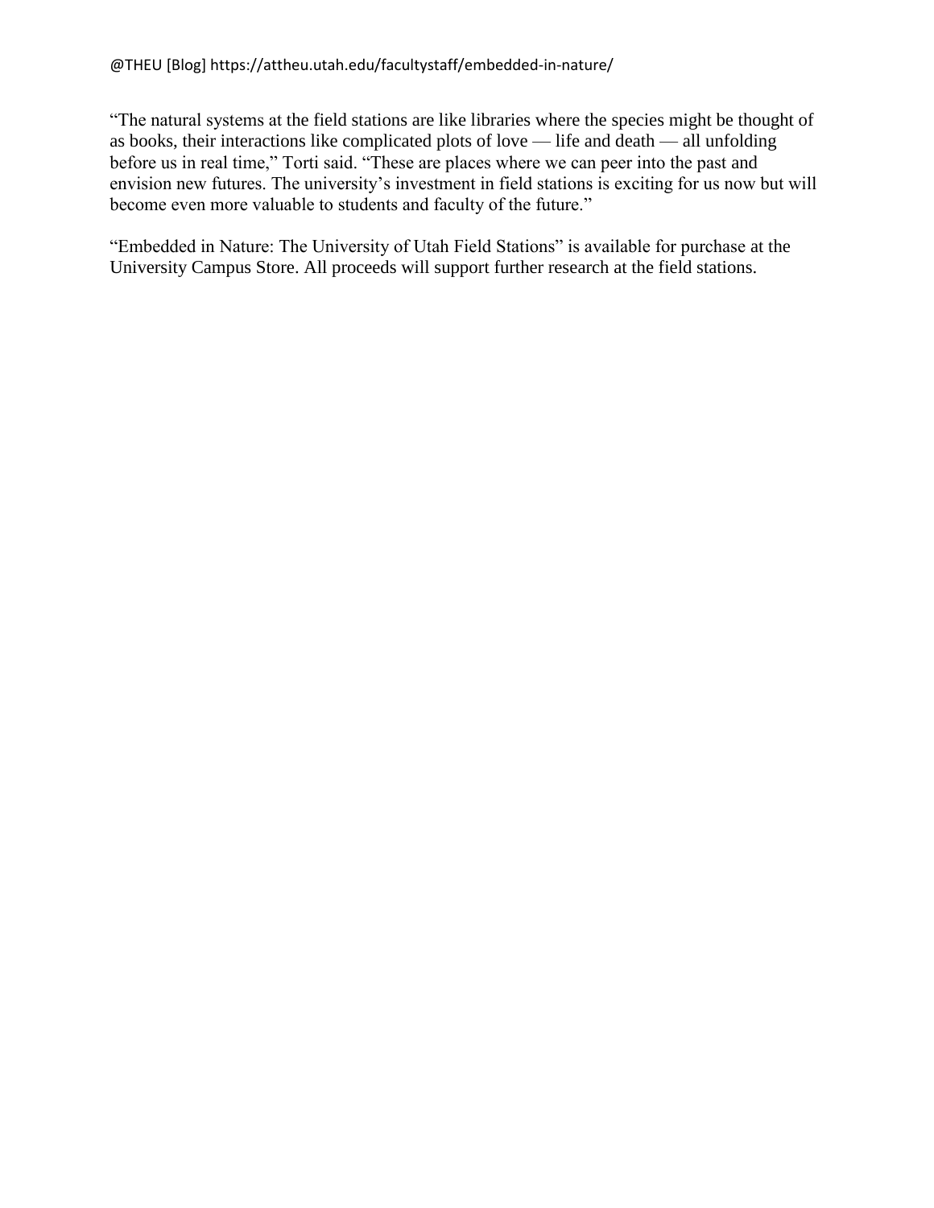"The natural systems at the field stations are like libraries where the species might be thought of as books, their interactions like complicated plots of love — life and death — all unfolding before us in real time," Torti said. "These are places where we can peer into the past and envision new futures. The university's investment in field stations is exciting for us now but will become even more valuable to students and faculty of the future."

"Embedded in Nature: The University of Utah Field Stations" is available for purchase at the University Campus Store. All proceeds will support further research at the field stations.